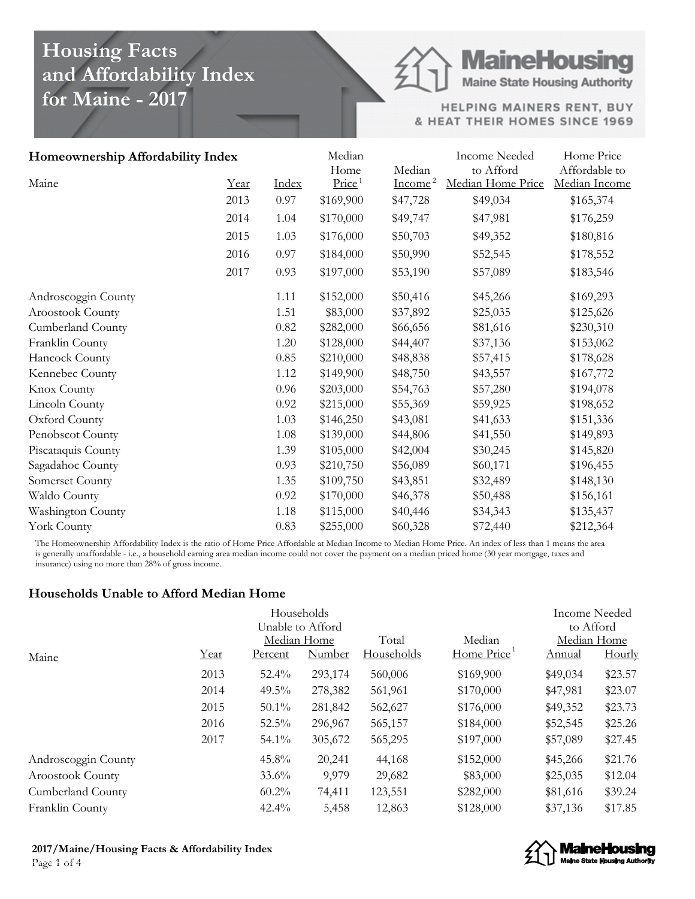# Housing Facts and Affordability Index for Maine - 2017

MaineHousing
Maine State Housing Authority

HELPING MAINERS RENT, BUY & HEAT THEIR HOMES SINCE 1969

## Homeownership Affordability Index

| Maine | Year | Index | Median Home Price [1] | Median Income [2] | Income Needed to Afford Median Home Price | Home Price Affordable to Median Income |
|---|---|---|---|---|---|---|
| | 2013 | 0.97 | $169,900 | $47,728 | $49,034 | $165,374 |
| | 2014 | 1.04 | $170,000 | $49,747 | $47,981 | $176,259 |
| | 2015 | 1.03 | $176,000 | $50,703 | $49,352 | $180,816 |
| | 2016 | 0.97 | $184,000 | $50,990 | $52,545 | $178,552 |
| | 2017 | 0.93 | $197,000 | $53,190 | $57,089 | $183,546 |
| Androscoggin County | | 1.11 | $152,000 | $50,416 | $45,266 | $169,293 |
| Aroostook County | | 1.51 | $83,000 | $37,892 | $25,035 | $125,626 |
| Cumberland County | | 0.82 | $282,000 | $66,656 | $81,616 | $230,310 |
| Franklin County | | 1.20 | $128,000 | $44,407 | $37,136 | $153,062 |
| Hancock County | | 0.85 | $210,000 | $48,838 | $57,415 | $178,628 |
| Kennebec County | | 1.12 | $149,900 | $48,750 | $43,557 | $167,772 |
| Knox County | | 0.96 | $203,000 | $54,763 | $57,280 | $194,078 |
| Lincoln County | | 0.92 | $215,000 | $55,369 | $59,925 | $198,652 |
| Oxford County | | 1.03 | $146,250 | $43,081 | $41,633 | $151,336 |
| Penobscot County | | 1.08 | $139,000 | $44,806 | $41,550 | $149,893 |
| Piscataquis County | | 1.39 | $105,000 | $42,004 | $30,245 | $145,820 |
| Sagadahoc County | | 0.93 | $210,750 | $56,089 | $60,171 | $196,455 |
| Somerset County | | 1.35 | $109,750 | $43,851 | $32,489 | $148,130 |
| Waldo County | | 0.92 | $170,000 | $46,378 | $50,488 | $156,161 |
| Washington County | | 1.18 | $115,000 | $40,446 | $34,343 | $135,437 |
| York County | | 0.83 | $255,000 | $60,328 | $72,440 | $212,364 |

The Homeownership Affordability Index is the ratio of Home Price Affordable at Median Income to Median Home Price. An index of less than 1 means the area is generally unaffordable - i.e., a household earning area median income could not cover the payment on a median priced home (30 year mortgage, taxes and insurance) using no more than 28% of gross income.

## Households Unable to Afford Median Home

| Maine | Year | Households Unable to Afford Median Home: Percent | Households Unable to Afford Median Home: Number | Total Households | Median Home Price [1] | Income Needed to Afford Median Home: Annual | Income Needed to Afford Median Home: Hourly |
|---|---|---|---|---|---|---|---|
| | 2013 | 52.4% | 293,174 | 560,006 | $169,900 | $49,034 | $23.57 |
| | 2014 | 49.5% | 278,382 | 561,961 | $170,000 | $47,981 | $23.07 |
| | 2015 | 50.1% | 281,842 | 562,627 | $176,000 | $49,352 | $23.73 |
| | 2016 | 52.5% | 296,967 | 565,157 | $184,000 | $52,545 | $25.26 |
| | 2017 | 54.1% | 305,672 | 565,295 | $197,000 | $57,089 | $27.45 |
| Androscoggin County | | 45.8% | 20,241 | 44,168 | $152,000 | $45,266 | $21.76 |
| Aroostook County | | 33.6% | 9,979 | 29,682 | $83,000 | $25,035 | $12.04 |
| Cumberland County | | 60.2% | 74,411 | 123,551 | $282,000 | $81,616 | $39.24 |
| Franklin County | | 42.4% | 5,458 | 12,863 | $128,000 | $37,136 | $17.85 |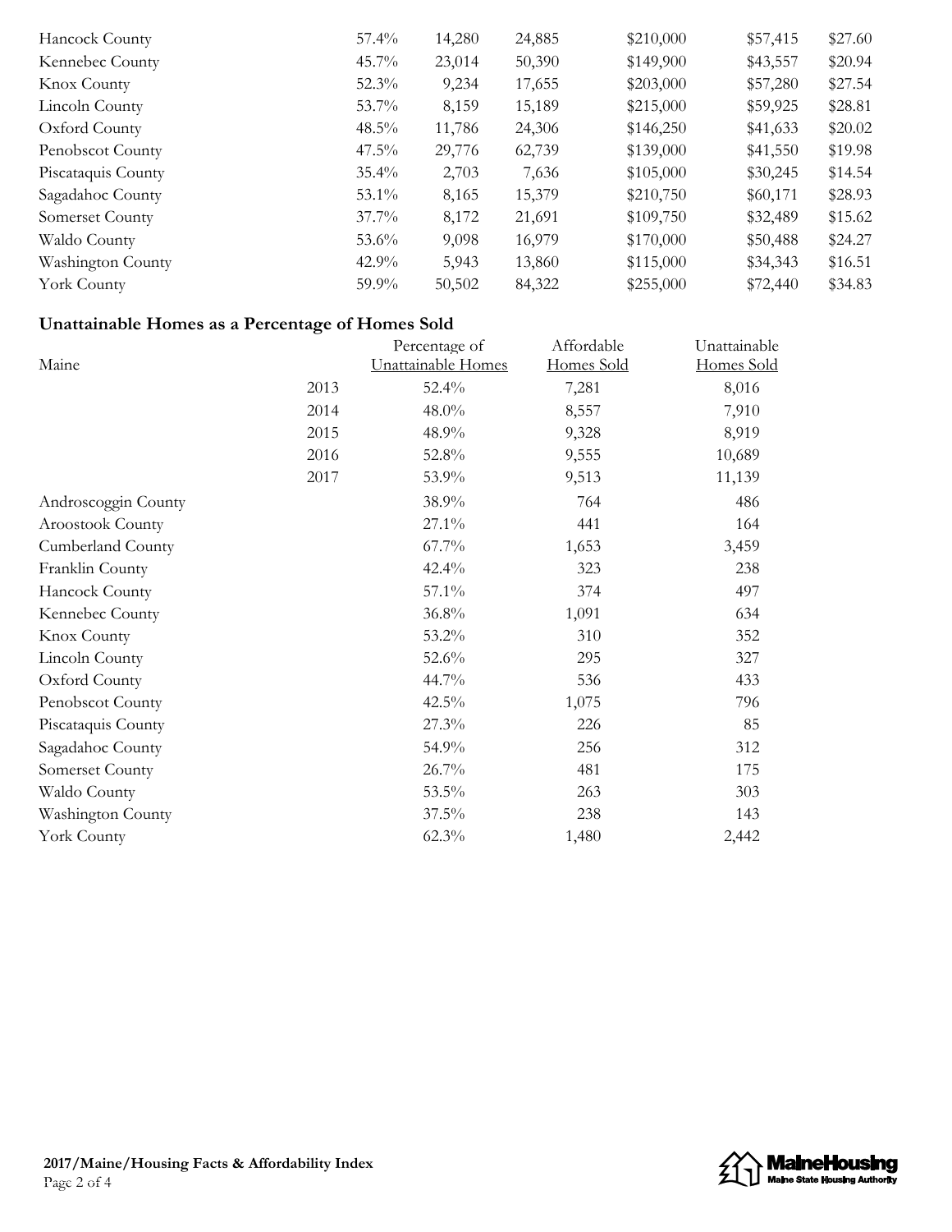| | | | | | | |
|---|---|---|---|---|---|---|
| Hancock County | 57.4% | 14,280 | 24,885 | $210,000 | $57,415 | $27.60 |
| Kennebec County | 45.7% | 23,014 | 50,390 | $149,900 | $43,557 | $20.94 |
| Knox County | 52.3% | 9,234 | 17,655 | $203,000 | $57,280 | $27.54 |
| Lincoln County | 53.7% | 8,159 | 15,189 | $215,000 | $59,925 | $28.81 |
| Oxford County | 48.5% | 11,786 | 24,306 | $146,250 | $41,633 | $20.02 |
| Penobscot County | 47.5% | 29,776 | 62,739 | $139,000 | $41,550 | $19.98 |
| Piscataquis County | 35.4% | 2,703 | 7,636 | $105,000 | $30,245 | $14.54 |
| Sagadahoc County | 53.1% | 8,165 | 15,379 | $210,750 | $60,171 | $28.93 |
| Somerset County | 37.7% | 8,172 | 21,691 | $109,750 | $32,489 | $15.62 |
| Waldo County | 53.6% | 9,098 | 16,979 | $170,000 | $50,488 | $24.27 |
| Washington County | 42.9% | 5,943 | 13,860 | $115,000 | $34,343 | $16.51 |
| York County | 59.9% | 50,502 | 84,322 | $255,000 | $72,440 | $34.83 |

## Unattainable Homes as a Percentage of Homes Sold

| Maine | | Percentage of Unattainable Homes | Affordable Homes Sold | Unattainable Homes Sold |
|---|---|---|---|---|
| | 2013 | 52.4% | 7,281 | 8,016 |
| | 2014 | 48.0% | 8,557 | 7,910 |
| | 2015 | 48.9% | 9,328 | 8,919 |
| | 2016 | 52.8% | 9,555 | 10,689 |
| | 2017 | 53.9% | 9,513 | 11,139 |
| Androscoggin County | | 38.9% | 764 | 486 |
| Aroostook County | | 27.1% | 441 | 164 |
| Cumberland County | | 67.7% | 1,653 | 3,459 |
| Franklin County | | 42.4% | 323 | 238 |
| Hancock County | | 57.1% | 374 | 497 |
| Kennebec County | | 36.8% | 1,091 | 634 |
| Knox County | | 53.2% | 310 | 352 |
| Lincoln County | | 52.6% | 295 | 327 |
| Oxford County | | 44.7% | 536 | 433 |
| Penobscot County | | 42.5% | 1,075 | 796 |
| Piscataquis County | | 27.3% | 226 | 85 |
| Sagadahoc County | | 54.9% | 256 | 312 |
| Somerset County | | 26.7% | 481 | 175 |
| Waldo County | | 53.5% | 263 | 303 |
| Washington County | | 37.5% | 238 | 143 |
| York County | | 62.3% | 1,480 | 2,442 |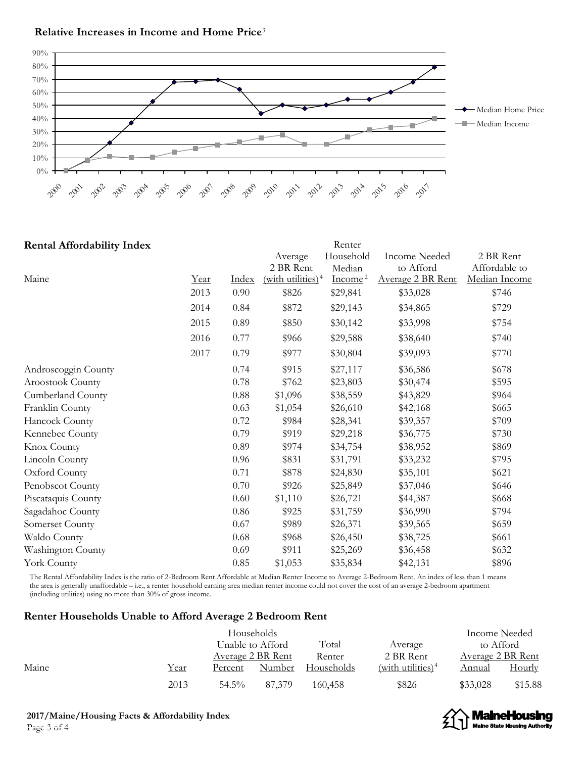## Relative Increases in Income and Home Price[3]

## Rental Affordability Index

| Maine | Year | Index | Average 2 BR Rent (with utilities)[4] | Renter Household Median Income[2] | Income Needed to Afford Average 2 BR Rent | 2 BR Rent Affordable to Median Income |
|---|---|---|---|---|---|---|
| | 2013 | 0.90 | $826 | $29,841 | $33,028 | $746 |
| | 2014 | 0.84 | $872 | $29,143 | $34,865 | $729 |
| | 2015 | 0.89 | $850 | $30,142 | $33,998 | $754 |
| | 2016 | 0.77 | $966 | $29,588 | $38,640 | $740 |
| | 2017 | 0.79 | $977 | $30,804 | $39,093 | $770 |
| Androscoggin County | | 0.74 | $915 | $27,117 | $36,586 | $678 |
| Aroostook County | | 0.78 | $762 | $23,803 | $30,474 | $595 |
| Cumberland County | | 0.88 | $1,096 | $38,559 | $43,829 | $964 |
| Franklin County | | 0.63 | $1,054 | $26,610 | $42,168 | $665 |
| Hancock County | | 0.72 | $984 | $28,341 | $39,357 | $709 |
| Kennebec County | | 0.79 | $919 | $29,218 | $36,775 | $730 |
| Knox County | | 0.89 | $974 | $34,754 | $38,952 | $869 |
| Lincoln County | | 0.96 | $831 | $31,791 | $33,232 | $795 |
| Oxford County | | 0.71 | $878 | $24,830 | $35,101 | $621 |
| Penobscot County | | 0.70 | $926 | $25,849 | $37,046 | $646 |
| Piscataquis County | | 0.60 | $1,110 | $26,721 | $44,387 | $668 |
| Sagadahoc County | | 0.86 | $925 | $31,759 | $36,990 | $794 |
| Somerset County | | 0.67 | $989 | $26,371 | $39,565 | $659 |
| Waldo County | | 0.68 | $968 | $26,450 | $38,725 | $661 |
| Washington County | | 0.69 | $911 | $25,269 | $36,458 | $632 |
| York County | | 0.85 | $1,053 | $35,834 | $42,131 | $896 |

The Rental Affordability Index is the ratio of 2-Bedroom Rent Affordable at Median Renter Income to Average 2-Bedroom Rent. An index of less than 1 means the area is generally unaffordable – i.e., a renter household earning area median renter income could not cover the cost of an average 2-bedroom apartment (including utilities) using no more than 30% of gross income.

## Renter Households Unable to Afford Average 2 Bedroom Rent

| Maine | Year | Households Unable to Afford Average 2 BR Rent | | Total Renter Households | Average 2 BR Rent (with utilities)[4] | Income Needed to Afford Average 2 BR Rent | |
|---|---|---|---|---|---|---|---|
| | | Percent | Number | | | Annual | Hourly |
| | 2013 | 54.5% | 87,379 | 160,458 | $826 | $33,028 | $15.88 |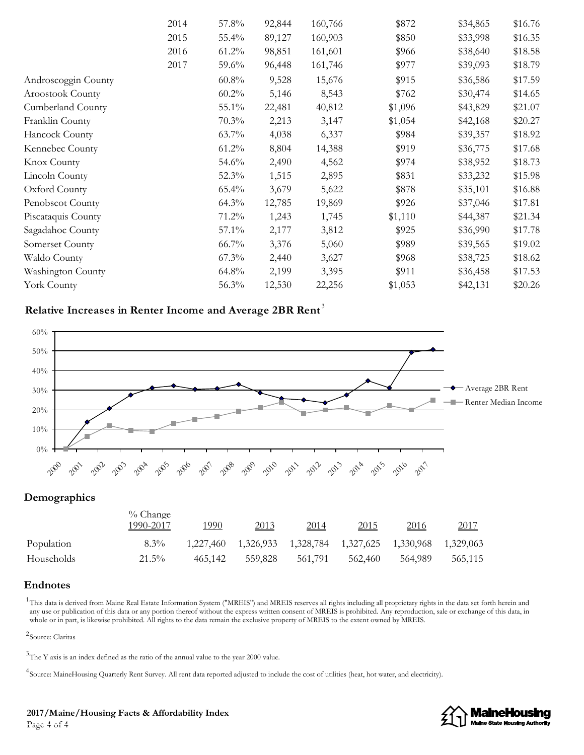| | | | | | | | |
|---|---|---|---|---|---|---|---|
| | 2014 | 57.8% | 92,844 | 160,766 | $872 | $34,865 | $16.76 |
| | 2015 | 55.4% | 89,127 | 160,903 | $850 | $33,998 | $16.35 |
| | 2016 | 61.2% | 98,851 | 161,601 | $966 | $38,640 | $18.58 |
| | 2017 | 59.6% | 96,448 | 161,746 | $977 | $39,093 | $18.79 |
| Androscoggin County | | 60.8% | 9,528 | 15,676 | $915 | $36,586 | $17.59 |
| Aroostook County | | 60.2% | 5,146 | 8,543 | $762 | $30,474 | $14.65 |
| Cumberland County | | 55.1% | 22,481 | 40,812 | $1,096 | $43,829 | $21.07 |
| Franklin County | | 70.3% | 2,213 | 3,147 | $1,054 | $42,168 | $20.27 |
| Hancock County | | 63.7% | 4,038 | 6,337 | $984 | $39,357 | $18.92 |
| Kennebec County | | 61.2% | 8,804 | 14,388 | $919 | $36,775 | $17.68 |
| Knox County | | 54.6% | 2,490 | 4,562 | $974 | $38,952 | $18.73 |
| Lincoln County | | 52.3% | 1,515 | 2,895 | $831 | $33,232 | $15.98 |
| Oxford County | | 65.4% | 3,679 | 5,622 | $878 | $35,101 | $16.88 |
| Penobscot County | | 64.3% | 12,785 | 19,869 | $926 | $37,046 | $17.81 |
| Piscataquis County | | 71.2% | 1,243 | 1,745 | $1,110 | $44,387 | $21.34 |
| Sagadahoc County | | 57.1% | 2,177 | 3,812 | $925 | $36,990 | $17.78 |
| Somerset County | | 66.7% | 3,376 | 5,060 | $989 | $39,565 | $19.02 |
| Waldo County | | 67.3% | 2,440 | 3,627 | $968 | $38,725 | $18.62 |
| Washington County | | 64.8% | 2,199 | 3,395 | $911 | $36,458 | $17.53 |
| York County | | 56.3% | 12,530 | 22,256 | $1,053 | $42,131 | $20.26 |

**Relative Increases in Renter Income and Average 2BR Rent**[3]

60%
50%
40%
30%
20%
10%
0%

2000 2001 2002 2003 2004 2005 2006 2007 2008 2009 2010 2011 2012 2013 2014 2015 2016 2017

Average 2BR Rent
Renter Median Income

## Demographics

| | % Change 1990-2017 | 1990 | 2013 | 2014 | 2015 | 2016 | 2017 |
|---|---|---|---|---|---|---|---|
| Population | 8.3% | 1,227,460 | 1,326,933 | 1,328,784 | 1,327,625 | 1,330,968 | 1,329,063 |
| Households | 21.5% | 465,142 | 559,828 | 561,791 | 562,460 | 564,989 | 565,115 |

## Endnotes

[1] This data is derived from Maine Real Estate Information System ("MREIS") and MREIS reserves all rights including all proprietary rights in the data set forth herein and any use or publication of this data or any portion thereof without the express written consent of MREIS is prohibited. Any reproduction, sale or exchange of this data, in whole or in part, is likewise prohibited. All rights to the data remain the exclusive property of MREIS to the extent owned by MREIS.

[2] Source: Claritas

[3] The Y axis is an index defined as the ratio of the annual value to the year 2000 value.

[4] Source: MaineHousing Quarterly Rent Survey. All rent data reported adjusted to include the cost of utilities (heat, hot water, and electricity).